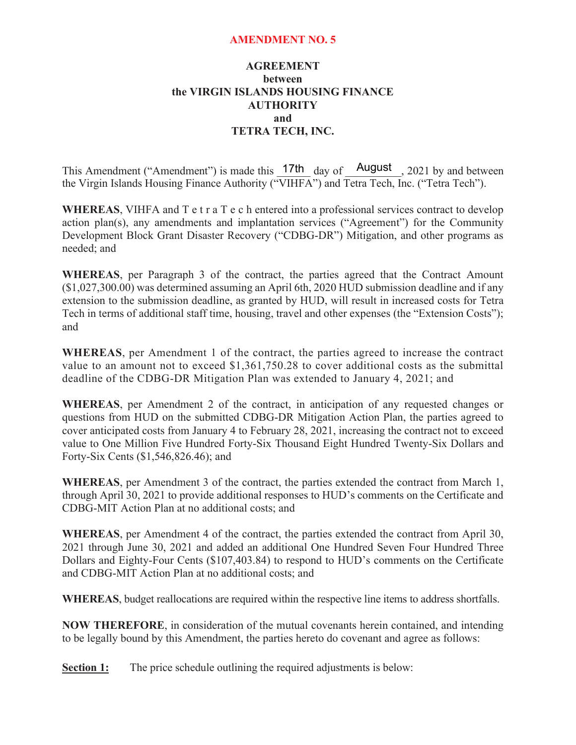**AMENDMENT NO. 5**

**AGREEMENT**
**between**
**the VIRGIN ISLANDS HOUSING FINANCE AUTHORITY**
**and**
**TETRA TECH, INC.**

This Amendment ("Amendment") is made this 17th day of August, 2021 by and between the Virgin Islands Housing Finance Authority ("VIHFA") and Tetra Tech, Inc. ("Tetra Tech").

**WHEREAS**, VIHFA and T e t r a T e c h entered into a professional services contract to develop action plan(s), any amendments and implantation services ("Agreement") for the Community Development Block Grant Disaster Recovery ("CDBG-DR") Mitigation, and other programs as needed; and

**WHEREAS**, per Paragraph 3 of the contract, the parties agreed that the Contract Amount ($1,027,300.00) was determined assuming an April 6th, 2020 HUD submission deadline and if any extension to the submission deadline, as granted by HUD, will result in increased costs for Tetra Tech in terms of additional staff time, housing, travel and other expenses (the "Extension Costs"); and

**WHEREAS**, per Amendment 1 of the contract, the parties agreed to increase the contract value to an amount not to exceed $1,361,750.28 to cover additional costs as the submittal deadline of the CDBG-DR Mitigation Plan was extended to January 4, 2021; and

**WHEREAS**, per Amendment 2 of the contract, in anticipation of any requested changes or questions from HUD on the submitted CDBG-DR Mitigation Action Plan, the parties agreed to cover anticipated costs from January 4 to February 28, 2021, increasing the contract not to exceed value to One Million Five Hundred Forty-Six Thousand Eight Hundred Twenty-Six Dollars and Forty-Six Cents ($1,546,826.46); and

**WHEREAS**, per Amendment 3 of the contract, the parties extended the contract from March 1, through April 30, 2021 to provide additional responses to HUD's comments on the Certificate and CDBG-MIT Action Plan at no additional costs; and

**WHEREAS**, per Amendment 4 of the contract, the parties extended the contract from April 30, 2021 through June 30, 2021 and added an additional One Hundred Seven Four Hundred Three Dollars and Eighty-Four Cents ($107,403.84) to respond to HUD's comments on the Certificate and CDBG-MIT Action Plan at no additional costs; and

**WHEREAS**, budget reallocations are required within the respective line items to address shortfalls.

**NOW THEREFORE**, in consideration of the mutual covenants herein contained, and intending to be legally bound by this Amendment, the parties hereto do covenant and agree as follows:

**Section 1:** The price schedule outlining the required adjustments is below: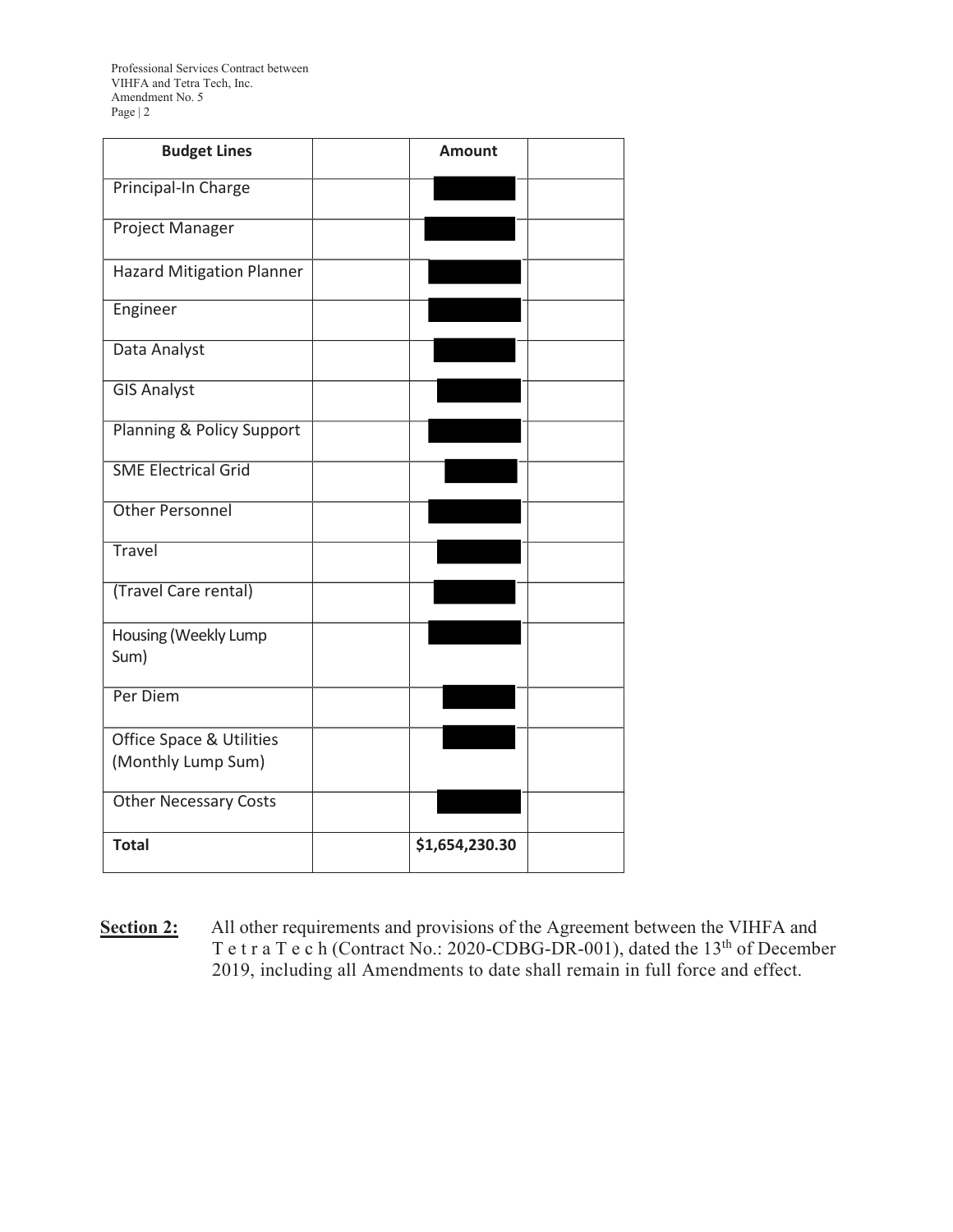| Budget Lines | | Amount | |
|---|---|---|---|
| Principal-In Charge | | | |
| Project Manager | | | |
| Hazard Mitigation Planner | | | |
| Engineer | | | |
| Data Analyst | | | |
| GIS Analyst | | | |
| Planning & Policy Support | | | |
| SME Electrical Grid | | | |
| Other Personnel | | | |
| Travel | | | |
| (Travel Care rental) | | | |
| Housing (Weekly Lump Sum) | | | |
| Per Diem | | | |
| Office Space & Utilities (Monthly Lump Sum) | | | |
| Other Necessary Costs | | | |
| **Total** | | **$1,654,230.30** | |

**Section 2:** All other requirements and provisions of the Agreement between the VIHFA and T e t r a T e c h (Contract No.: 2020-CDBG-DR-001), dated the 13th of December 2019, including all Amendments to date shall remain in full force and effect.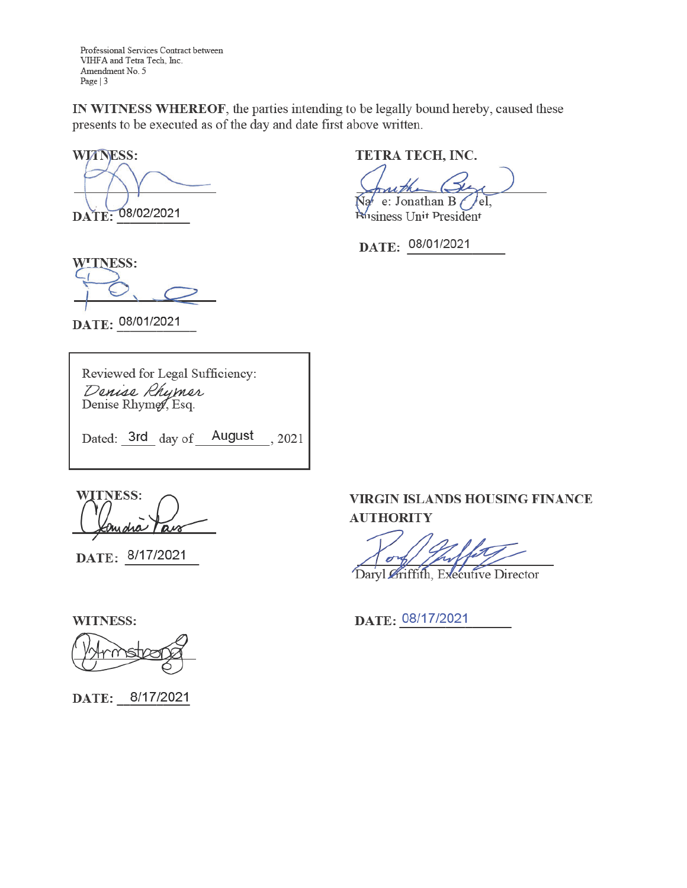Professional Services Contract between
VIHFA and Tetra Tech, Inc.
Amendment No. 5

**IN WITNESS WHEREOF**, the parties intending to be legally bound hereby, caused these presents to be executed as of the day and date first above written.

**WITNESS:**

______________________

**DATE:** 08/02/2021

**TETRA TECH, INC.**

______________________
Name: Jonathan B   el,
Business Unit President

**DATE:** 08/01/2021

**WITNESS:**

______________________

**DATE:** 08/01/2021

Reviewed for Legal Sufficiency:
*Denise Rhymer*
Denise Rhymer, Esq.

Dated: 3rd day of August, 2021

**WITNESS:**

______________________

**DATE:** 8/17/2021

**VIRGIN ISLANDS HOUSING FINANCE AUTHORITY**

______________________
Daryl Griffith, Executive Director

**DATE:** 08/17/2021

**WITNESS:**

______________________

**DATE:** 8/17/2021